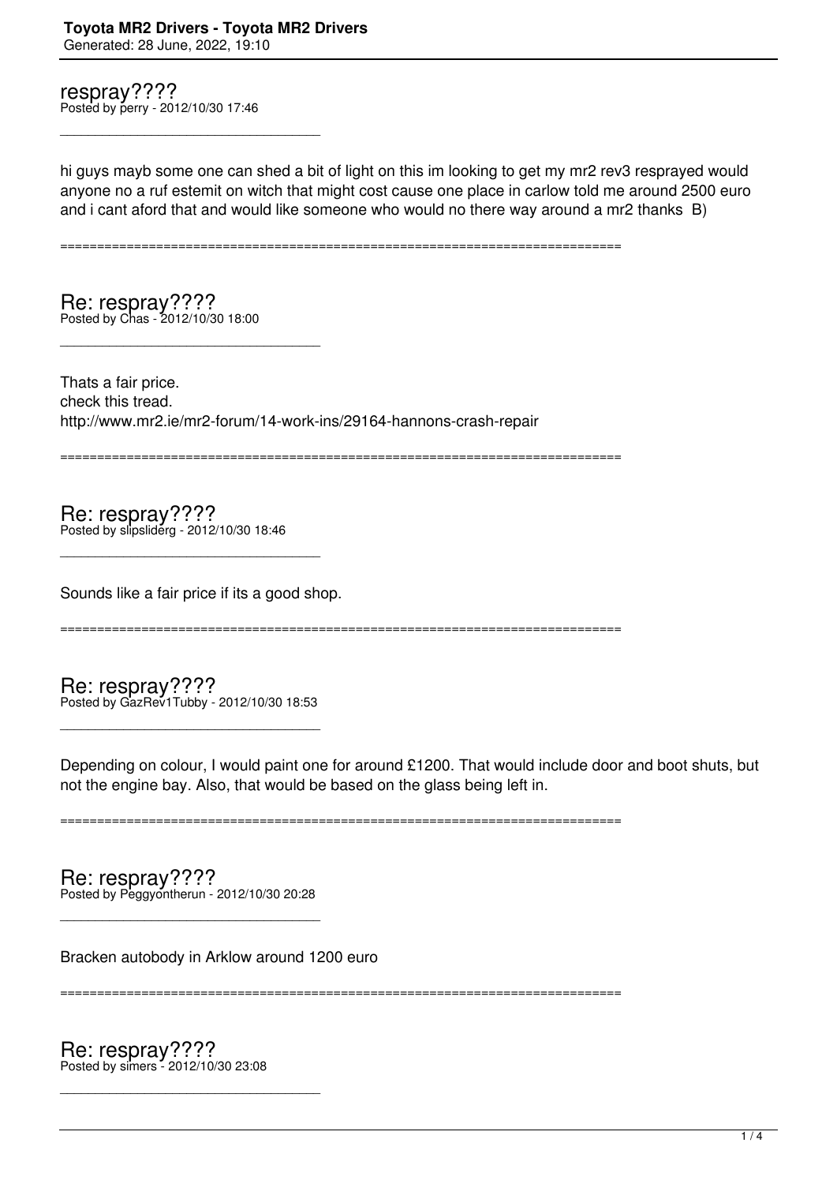## respray????

Posted by perry - 2012/10/30 17:46

hi guys mayb some one can shed a bit of light on this im looking to get my mr2 rev3 resprayed would anyone no a ruf estemit on witch that might cost cause one place in carlow told me around 2500 euro and i cant aford that and would like someone who would no there way around a mr2 thanks  B)

============================================================================

## Re: respray????

Posted by Chas - 2012/10/30 18:00

Thats a fair price.
check this tread.
http://www.mr2.ie/mr2-forum/14-work-ins/29164-hannons-crash-repair

============================================================================

## Re: respray????

Posted by slipsliderg - 2012/10/30 18:46

Sounds like a fair price if its a good shop.

============================================================================

## Re: respray????

Posted by GazRev1Tubby - 2012/10/30 18:53

Depending on colour, I would paint one for around £1200. That would include door and boot shuts, but not the engine bay. Also, that would be based on the glass being left in.

============================================================================

## Re: respray????

Posted by Peggyontherun - 2012/10/30 20:28

Bracken autobody in Arklow around 1200 euro

============================================================================

## Re: respray????

Posted by simers - 2012/10/30 23:08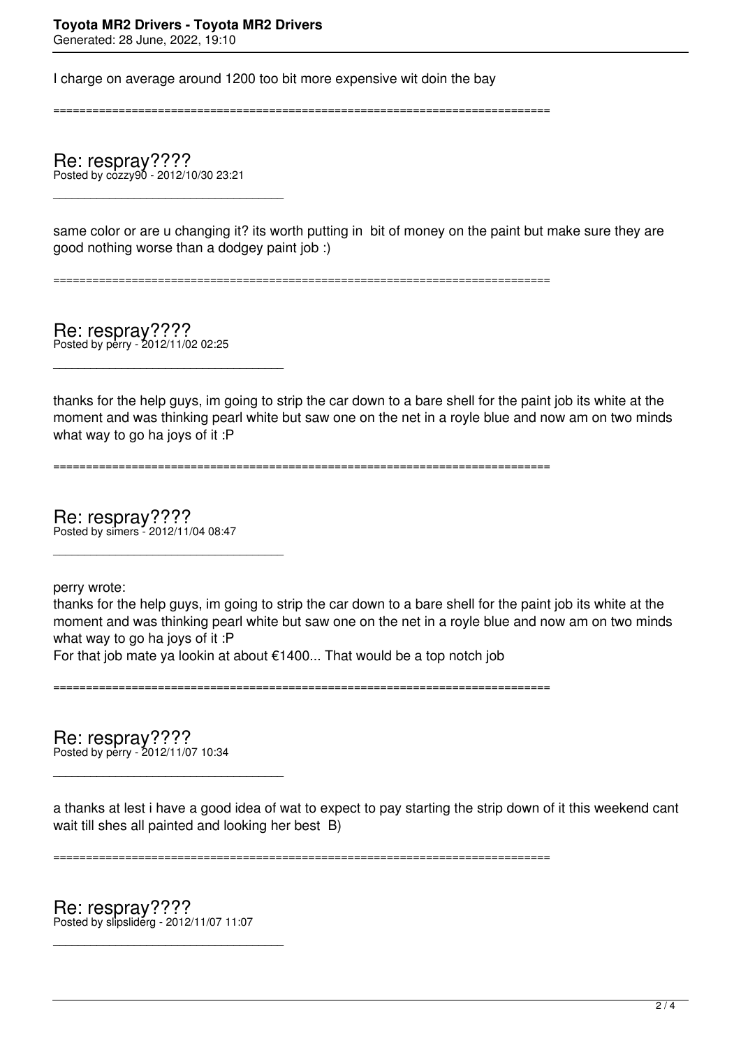I charge on average around 1200 too bit more expensive wit doin the bay

============================================================================

## Re: respray????

Posted by cozzy90 - 2012/10/30 23:21

---

same color or are u changing it? its worth putting in  bit of money on the paint but make sure they are good nothing worse than a dodgey paint job :)

============================================================================

## Re: respray????

Posted by perry - 2012/11/02 02:25

---

thanks for the help guys, im going to strip the car down to a bare shell for the paint job its white at the moment and was thinking pearl white but saw one on the net in a royle blue and now am on two minds what way to go ha joys of it :P

============================================================================

## Re: respray????

Posted by simers - 2012/11/04 08:47

---

perry wrote:
thanks for the help guys, im going to strip the car down to a bare shell for the paint job its white at the moment and was thinking pearl white but saw one on the net in a royle blue and now am on two minds what way to go ha joys of it :P
For that job mate ya lookin at about €1400... That would be a top notch job

============================================================================

## Re: respray????

Posted by perry - 2012/11/07 10:34

---

a thanks at lest i have a good idea of wat to expect to pay starting the strip down of it this weekend cant wait till shes all painted and looking her best  B)

============================================================================

## Re: respray????

Posted by slipsliderg - 2012/11/07 11:07

---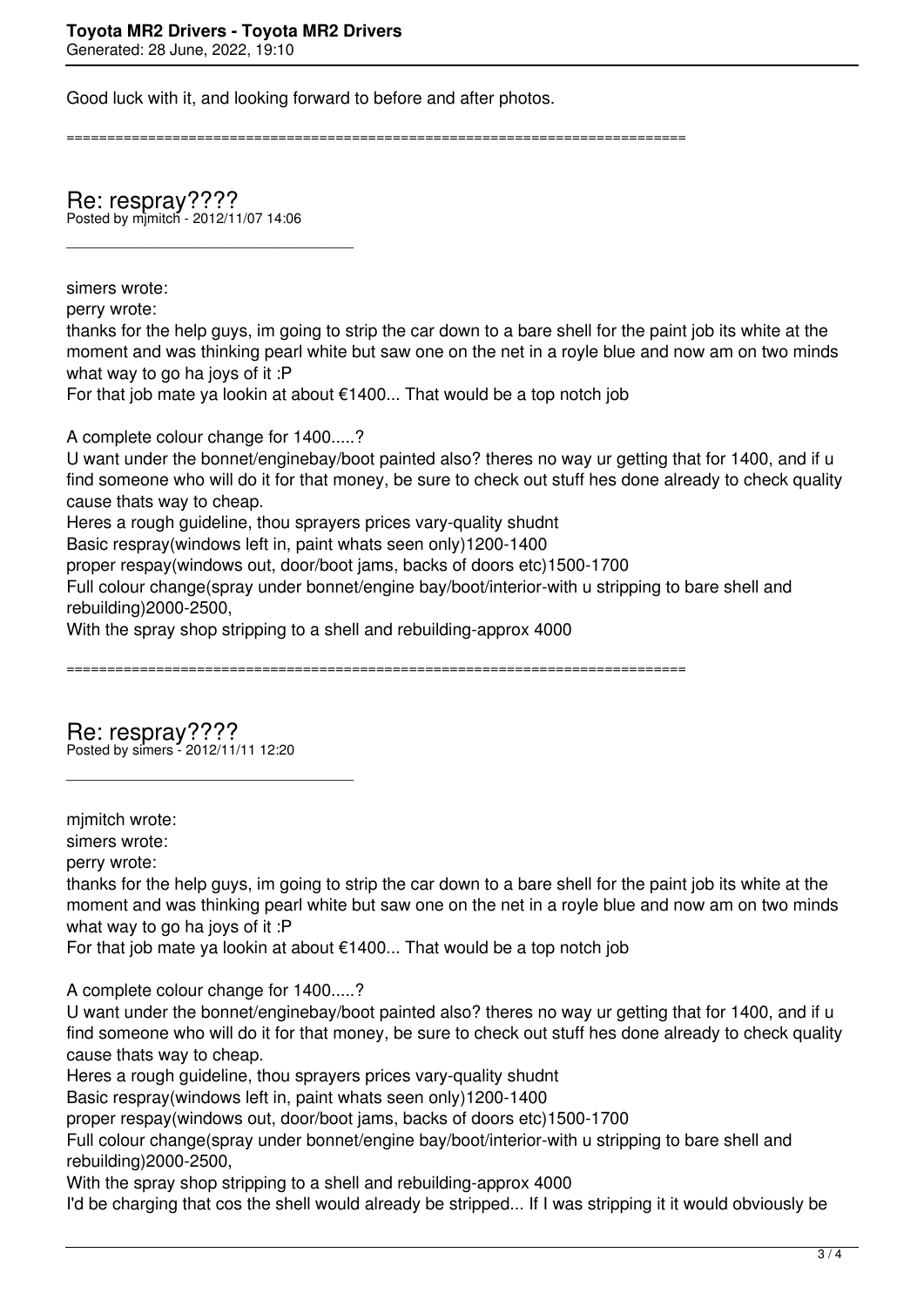Good luck with it, and looking forward to before and after photos.

============================================================================

## Re: respray????

Posted by mjmitch - 2012/11/07 14:06

_____________________________________

simers wrote:

perry wrote:

thanks for the help guys, im going to strip the car down to a bare shell for the paint job its white at the moment and was thinking pearl white but saw one on the net in a royle blue and now am on two minds what way to go ha joys of it :P

For that job mate ya lookin at about €1400... That would be a top notch job

A complete colour change for 1400.....?

U want under the bonnet/enginebay/boot painted also? theres no way ur getting that for 1400, and if u find someone who will do it for that money, be sure to check out stuff hes done already to check quality cause thats way to cheap.

Heres a rough guideline, thou sprayers prices vary-quality shudnt

Basic respray(windows left in, paint whats seen only)1200-1400

proper respay(windows out, door/boot jams, backs of doors etc)1500-1700

Full colour change(spray under bonnet/engine bay/boot/interior-with u stripping to bare shell and rebuilding)2000-2500,

With the spray shop stripping to a shell and rebuilding-approx 4000

============================================================================

## Re: respray????

Posted by simers - 2012/11/11 12:20

_____________________________________

mjmitch wrote:

simers wrote:

perry wrote:

thanks for the help guys, im going to strip the car down to a bare shell for the paint job its white at the moment and was thinking pearl white but saw one on the net in a royle blue and now am on two minds what way to go ha joys of it :P

For that job mate ya lookin at about €1400... That would be a top notch job

A complete colour change for 1400.....?

U want under the bonnet/enginebay/boot painted also? theres no way ur getting that for 1400, and if u find someone who will do it for that money, be sure to check out stuff hes done already to check quality cause thats way to cheap.

Heres a rough guideline, thou sprayers prices vary-quality shudnt

Basic respray(windows left in, paint whats seen only)1200-1400

proper respay(windows out, door/boot jams, backs of doors etc)1500-1700

Full colour change(spray under bonnet/engine bay/boot/interior-with u stripping to bare shell and rebuilding)2000-2500,

With the spray shop stripping to a shell and rebuilding-approx 4000

I'd be charging that cos the shell would already be stripped... If I was stripping it it would obviously be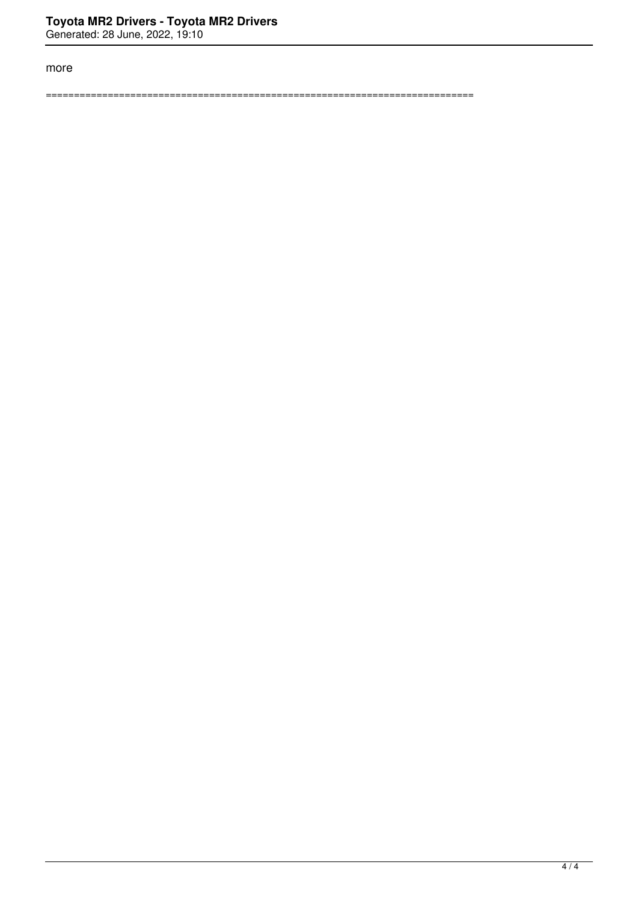more

============================================================================